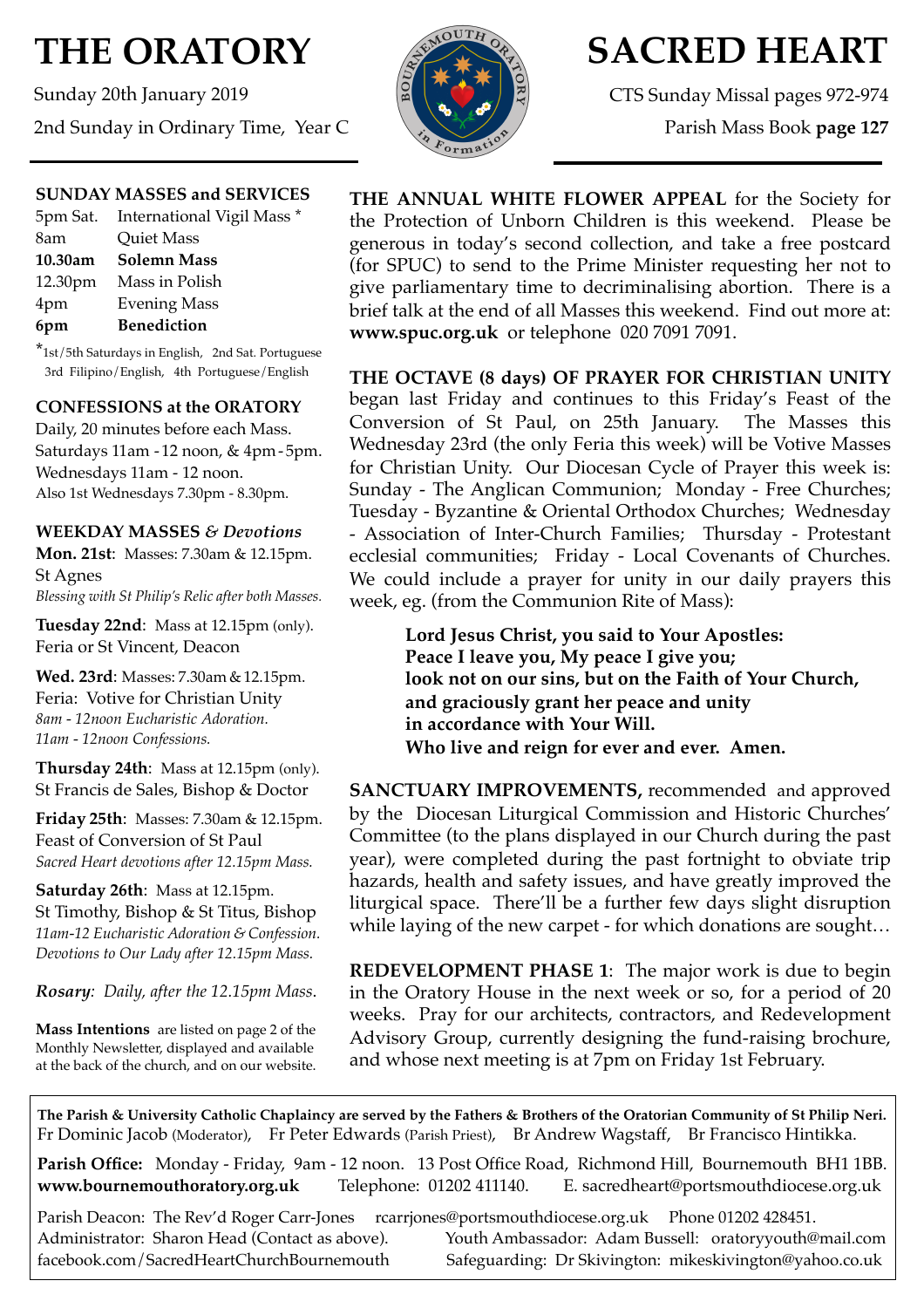# THE ORATORY

Sunday 20th January 2019

2nd Sunday in Ordinary Time, Year C

# SACRED HEART

CTS Sunday Missal pages 972-974

Parish Mass Book **page 127**

### SUNDAY MASSES and SERVICES

| | |
|---|---|
| 5pm Sat. | International Vigil Mass * |
| 8am | Quiet Mass |
| **10.30am** | **Solemn Mass** |
| 12.30pm | Mass in Polish |
| 4pm | Evening Mass |
| **6pm** | **Benediction** |

*1st/5th Saturdays in English, 2nd Sat. Portuguese 3rd Filipino/English, 4th Portuguese/English

### CONFESSIONS at the ORATORY

Daily, 20 minutes before each Mass.
Saturdays 11am - 12 noon, & 4pm - 5pm.
Wednesdays 11am - 12 noon.
Also 1st Wednesdays 7.30pm - 8.30pm.

### WEEKDAY MASSES *& Devotions*

**Mon. 21st**: Masses: 7.30am & 12.15pm.
St Agnes
*Blessing with St Philip's Relic after both Masses.*

**Tuesday 22nd**: Mass at 12.15pm (only).
Feria or St Vincent, Deacon

**Wed. 23rd**: Masses: 7.30am & 12.15pm.
Feria: Votive for Christian Unity
*8am - 12noon Eucharistic Adoration.*
*11am - 12noon Confessions.*

**Thursday 24th**: Mass at 12.15pm (only).
St Francis de Sales, Bishop & Doctor

**Friday 25th**: Masses: 7.30am & 12.15pm.
Feast of Conversion of St Paul
*Sacred Heart devotions after 12.15pm Mass.*

**Saturday 26th**: Mass at 12.15pm.
St Timothy, Bishop & St Titus, Bishop
*11am-12 Eucharistic Adoration & Confession.*
*Devotions to Our Lady after 12.15pm Mass.*

*Rosary: Daily, after the 12.15pm Mass.*

**Mass Intentions** are listed on page 2 of the Monthly Newsletter, displayed and available at the back of the church, and on our website.

**THE ANNUAL WHITE FLOWER APPEAL** for the Society for the Protection of Unborn Children is this weekend. Please be generous in today's second collection, and take a free postcard (for SPUC) to send to the Prime Minister requesting her not to give parliamentary time to decriminalising abortion. There is a brief talk at the end of all Masses this weekend. Find out more at: **www.spuc.org.uk** or telephone 020 7091 7091.

**THE OCTAVE (8 days) OF PRAYER FOR CHRISTIAN UNITY** began last Friday and continues to this Friday's Feast of the Conversion of St Paul, on 25th January. The Masses this Wednesday 23rd (the only Feria this week) will be Votive Masses for Christian Unity. Our Diocesan Cycle of Prayer this week is: Sunday - The Anglican Communion; Monday - Free Churches; Tuesday - Byzantine & Oriental Orthodox Churches; Wednesday - Association of Inter-Church Families; Thursday - Protestant ecclesial communities; Friday - Local Covenants of Churches. We could include a prayer for unity in our daily prayers this week, eg. (from the Communion Rite of Mass):

> **Lord Jesus Christ, you said to Your Apostles:**
> **Peace I leave you, My peace I give you;**
> **look not on our sins, but on the Faith of Your Church,**
> **and graciously grant her peace and unity**
> **in accordance with Your Will.**
> **Who live and reign for ever and ever. Amen.**

**SANCTUARY IMPROVEMENTS,** recommended and approved by the Diocesan Liturgical Commission and Historic Churches' Committee (to the plans displayed in our Church during the past year), were completed during the past fortnight to obviate trip hazards, health and safety issues, and have greatly improved the liturgical space. There'll be a further few days slight disruption while laying of the new carpet - for which donations are sought…

**REDEVELOPMENT PHASE 1**: The major work is due to begin in the Oratory House in the next week or so, for a period of 20 weeks. Pray for our architects, contractors, and Redevelopment Advisory Group, currently designing the fund-raising brochure, and whose next meeting is at 7pm on Friday 1st February.

---

**The Parish & University Catholic Chaplaincy are served by the Fathers & Brothers of the Oratorian Community of St Philip Neri.**
Fr Dominic Jacob (Moderator), Fr Peter Edwards (Parish Priest), Br Andrew Wagstaff, Br Francisco Hintikka.

**Parish Office:** Monday - Friday, 9am - 12 noon. 13 Post Office Road, Richmond Hill, Bournemouth BH1 1BB.
**www.bournemouthoratory.org.uk** Telephone: 01202 411140. E. sacredheart@portsmouthdiocese.org.uk

Parish Deacon: The Rev'd Roger Carr-Jones rcarrjones@portsmouthdiocese.org.uk Phone 01202 428451.
Administrator: Sharon Head (Contact as above). Youth Ambassador: Adam Bussell: oratoryyouth@mail.com
facebook.com/SacredHeartChurchBournemouth Safeguarding: Dr Skivington: mikeskivington@yahoo.co.uk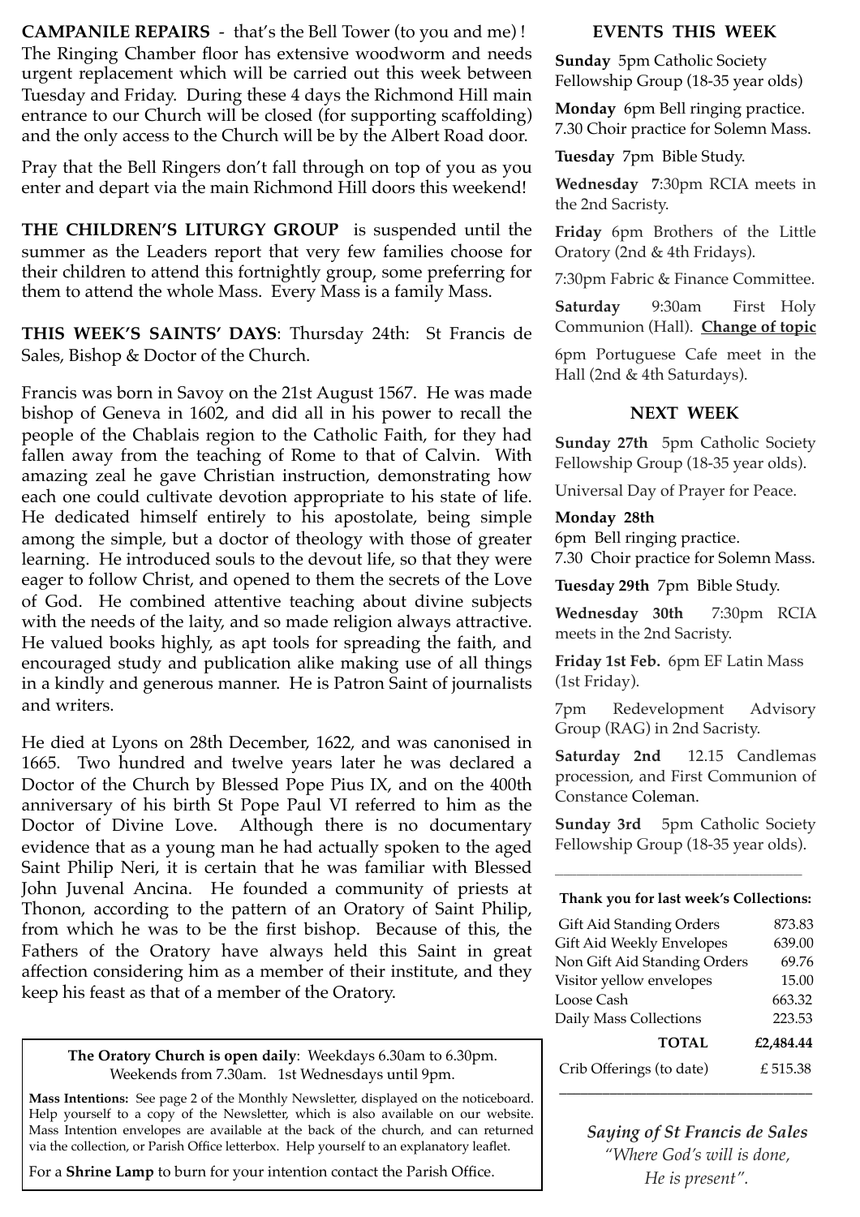**CAMPANILE REPAIRS** - that's the Bell Tower (to you and me) ! The Ringing Chamber floor has extensive woodworm and needs urgent replacement which will be carried out this week between Tuesday and Friday. During these 4 days the Richmond Hill main entrance to our Church will be closed (for supporting scaffolding) and the only access to the Church will be by the Albert Road door.

Pray that the Bell Ringers don't fall through on top of you as you enter and depart via the main Richmond Hill doors this weekend!

**THE CHILDREN'S LITURGY GROUP** is suspended until the summer as the Leaders report that very few families choose for their children to attend this fortnightly group, some preferring for them to attend the whole Mass. Every Mass is a family Mass.

**THIS WEEK'S SAINTS' DAYS**: Thursday 24th: St Francis de Sales, Bishop & Doctor of the Church.

Francis was born in Savoy on the 21st August 1567. He was made bishop of Geneva in 1602, and did all in his power to recall the people of the Chablais region to the Catholic Faith, for they had fallen away from the teaching of Rome to that of Calvin. With amazing zeal he gave Christian instruction, demonstrating how each one could cultivate devotion appropriate to his state of life. He dedicated himself entirely to his apostolate, being simple among the simple, but a doctor of theology with those of greater learning. He introduced souls to the devout life, so that they were eager to follow Christ, and opened to them the secrets of the Love of God. He combined attentive teaching about divine subjects with the needs of the laity, and so made religion always attractive. He valued books highly, as apt tools for spreading the faith, and encouraged study and publication alike making use of all things in a kindly and generous manner. He is Patron Saint of journalists and writers.

He died at Lyons on 28th December, 1622, and was canonised in 1665. Two hundred and twelve years later he was declared a Doctor of the Church by Blessed Pope Pius IX, and on the 400th anniversary of his birth St Pope Paul VI referred to him as the Doctor of Divine Love. Although there is no documentary evidence that as a young man he had actually spoken to the aged Saint Philip Neri, it is certain that he was familiar with Blessed John Juvenal Ancina. He founded a community of priests at Thonon, according to the pattern of an Oratory of Saint Philip, from which he was to be the first bishop. Because of this, the Fathers of the Oratory have always held this Saint in great affection considering him as a member of their institute, and they keep his feast as that of a member of the Oratory.

**The Oratory Church is open daily**: Weekdays 6.30am to 6.30pm. Weekends from 7.30am. 1st Wednesdays until 9pm.

**Mass Intentions:** See page 2 of the Monthly Newsletter, displayed on the noticeboard. Help yourself to a copy of the Newsletter, which is also available on our website. Mass Intention envelopes are available at the back of the church, and can returned via the collection, or Parish Office letterbox. Help yourself to an explanatory leaflet.

For a **Shrine Lamp** to burn for your intention contact the Parish Office.

## EVENTS THIS WEEK

**Sunday** 5pm Catholic Society Fellowship Group (18-35 year olds)

**Monday** 6pm Bell ringing practice. 7.30 Choir practice for Solemn Mass.

**Tuesday** 7pm Bible Study.

**Wednesday** 7:30pm RCIA meets in the 2nd Sacristy.

**Friday** 6pm Brothers of the Little Oratory (2nd & 4th Fridays).

7:30pm Fabric & Finance Committee.

**Saturday** 9:30am First Holy Communion (Hall). **Change of topic**

6pm Portuguese Cafe meet in the Hall (2nd & 4th Saturdays).

## NEXT WEEK

**Sunday 27th** 5pm Catholic Society Fellowship Group (18-35 year olds).

Universal Day of Prayer for Peace.

**Monday 28th**
6pm Bell ringing practice.
7.30 Choir practice for Solemn Mass.

**Tuesday 29th** 7pm Bible Study.

**Wednesday 30th** 7:30pm RCIA meets in the 2nd Sacristy.

**Friday 1st Feb.** 6pm EF Latin Mass (1st Friday).

7pm Redevelopment Advisory Group (RAG) in 2nd Sacristy.

**Saturday 2nd** 12.15 Candlemas procession, and First Communion of Constance Coleman.

**Sunday 3rd** 5pm Catholic Society Fellowship Group (18-35 year olds).

**Thank you for last week's Collections:**

| | |
|---|---|
| Gift Aid Standing Orders | 873.83 |
| Gift Aid Weekly Envelopes | 639.00 |
| Non Gift Aid Standing Orders | 69.76 |
| Visitor yellow envelopes | 15.00 |
| Loose Cash | 663.32 |
| Daily Mass Collections | 223.53 |
| **TOTAL** | **£2,484.44** |
| Crib Offerings (to date) | £ 515.38 |

***Saying of St Francis de Sales***
*"Where God's will is done, He is present".*